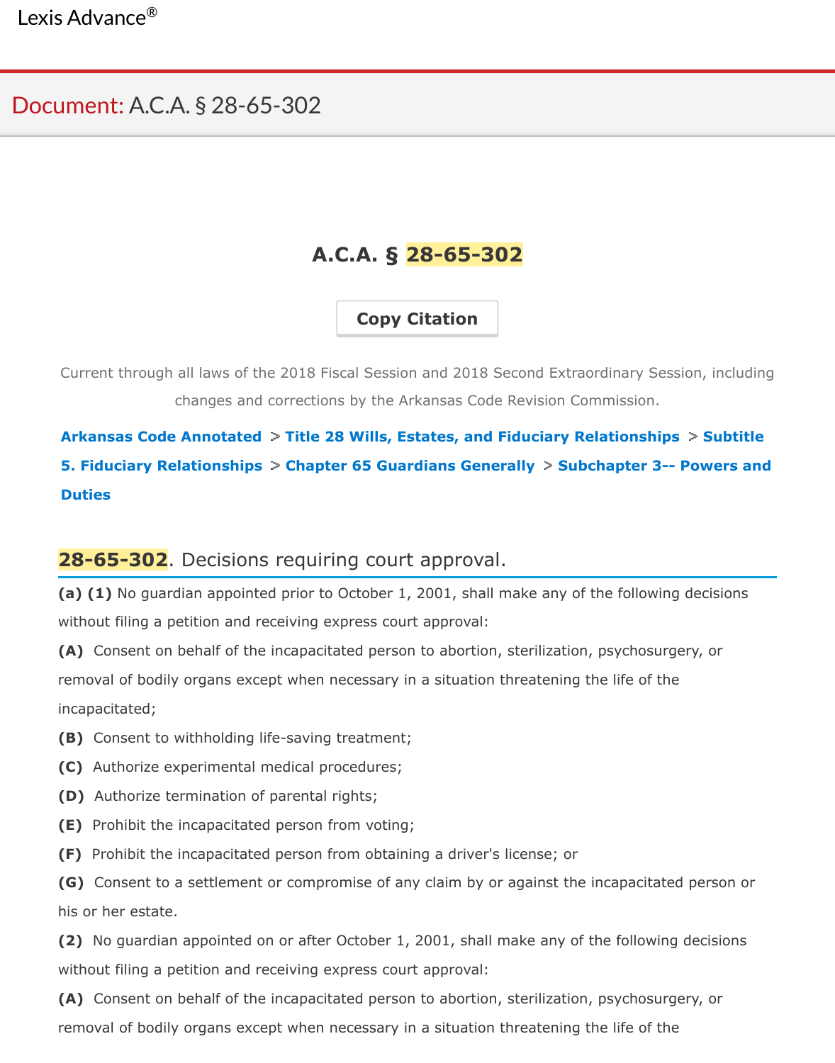Lexis Advance®

Document: A.C.A. § 28-65-302

# A.C.A. § 28-65-302

Copy Citation

Current through all laws of the 2018 Fiscal Session and 2018 Second Extraordinary Session, including changes and corrections by the Arkansas Code Revision Commission.

Arkansas Code Annotated > Title 28 Wills, Estates, and Fiduciary Relationships > Subtitle 5. Fiduciary Relationships > Chapter 65 Guardians Generally > Subchapter 3-- Powers and Duties

## 28-65-302. Decisions requiring court approval.

**(a)** **(1)** No guardian appointed prior to October 1, 2001, shall make any of the following decisions without filing a petition and receiving express court approval:

**(A)** Consent on behalf of the incapacitated person to abortion, sterilization, psychosurgery, or removal of bodily organs except when necessary in a situation threatening the life of the incapacitated;

**(B)** Consent to withholding life-saving treatment;

**(C)** Authorize experimental medical procedures;

**(D)** Authorize termination of parental rights;

**(E)** Prohibit the incapacitated person from voting;

**(F)** Prohibit the incapacitated person from obtaining a driver's license; or

**(G)** Consent to a settlement or compromise of any claim by or against the incapacitated person or his or her estate.

**(2)** No guardian appointed on or after October 1, 2001, shall make any of the following decisions without filing a petition and receiving express court approval:

**(A)** Consent on behalf of the incapacitated person to abortion, sterilization, psychosurgery, or removal of bodily organs except when necessary in a situation threatening the life of the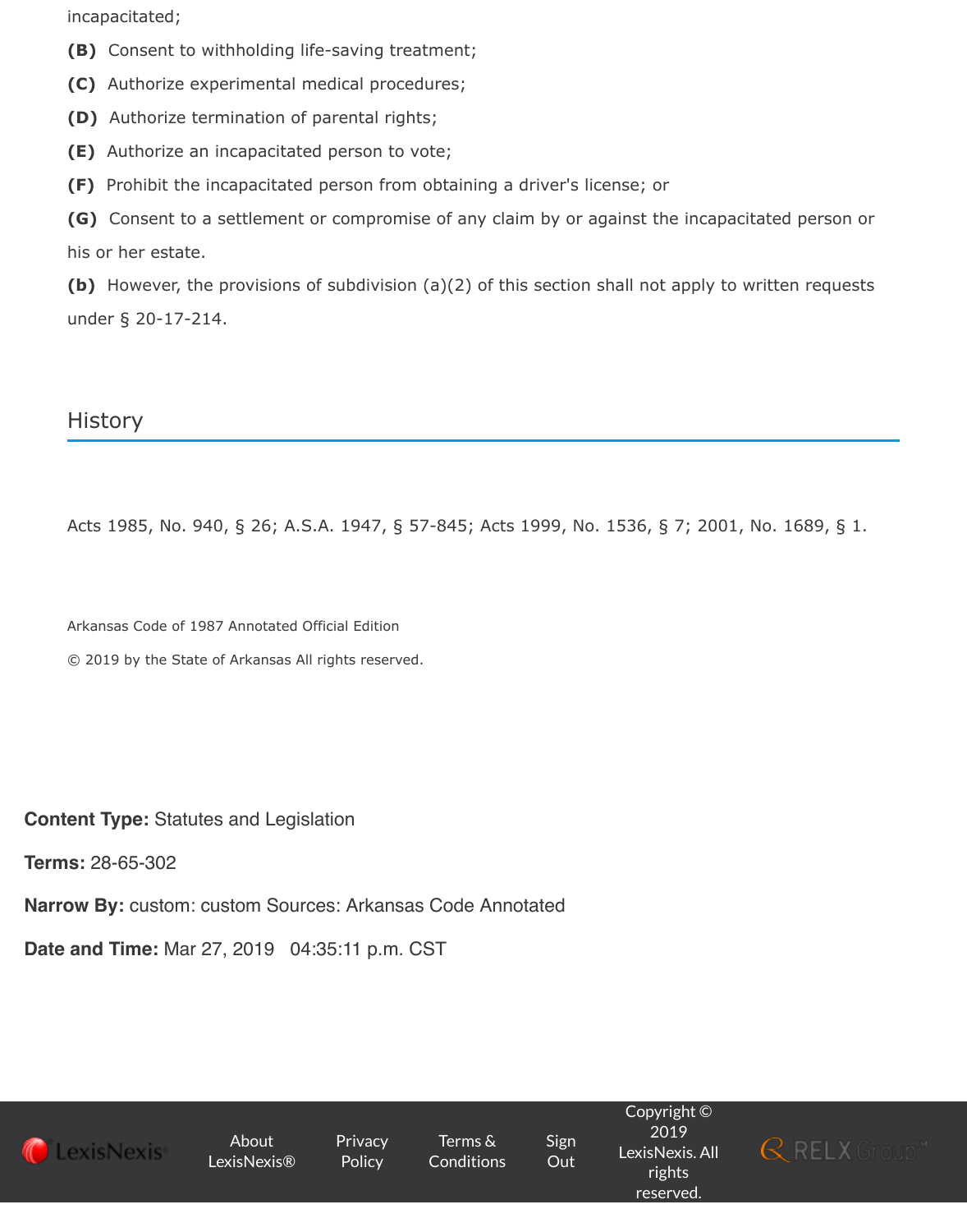incapacitated;

**(B)** Consent to withholding life-saving treatment;

**(C)** Authorize experimental medical procedures;

**(D)** Authorize termination of parental rights;

**(E)** Authorize an incapacitated person to vote;

**(F)** Prohibit the incapacitated person from obtaining a driver's license; or

**(G)** Consent to a settlement or compromise of any claim by or against the incapacitated person or his or her estate.

**(b)** However, the provisions of subdivision (a)(2) of this section shall not apply to written requests under § 20-17-214.

## History

Acts 1985, No. 940, § 26; A.S.A. 1947, § 57-845; Acts 1999, No. 1536, § 7; 2001, No. 1689, § 1.

Arkansas Code of 1987 Annotated Official Edition

© 2019 by the State of Arkansas All rights reserved.

**Content Type:** Statutes and Legislation

**Terms:** 28-65-302

**Narrow By:** custom: custom Sources: Arkansas Code Annotated

**Date and Time:** Mar 27, 2019 04:35:11 p.m. CST